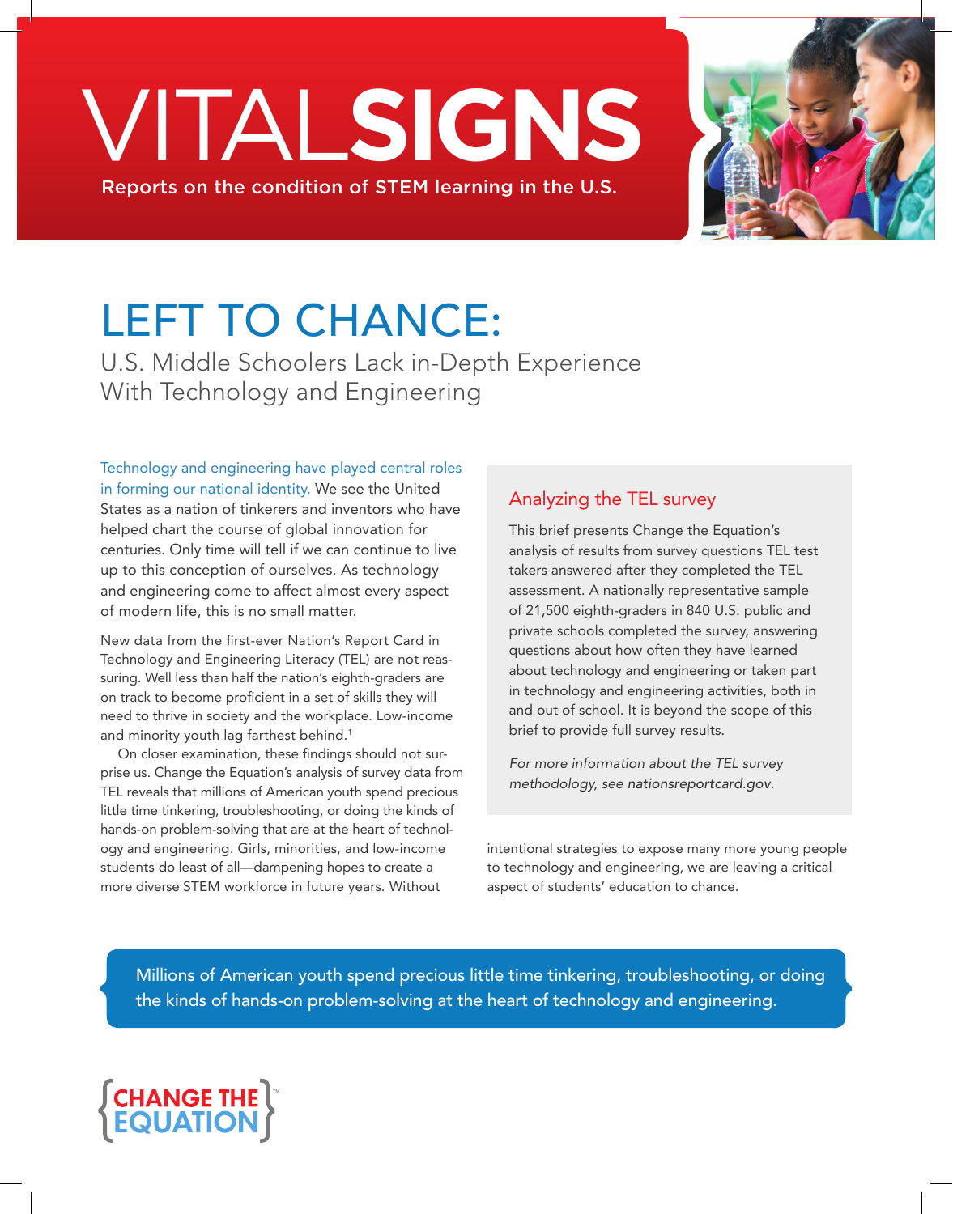# VITALSIGNS

Reports on the condition of STEM learning in the U.S.

# LEFT TO CHANCE:

## U.S. Middle Schoolers Lack in-Depth Experience With Technology and Engineering

Technology and engineering have played central roles in forming our national identity. We see the United States as a nation of tinkerers and inventors who have helped chart the course of global innovation for centuries. Only time will tell if we can continue to live up to this conception of ourselves. As technology and engineering come to affect almost every aspect of modern life, this is no small matter.

New data from the first-ever Nation's Report Card in Technology and Engineering Literacy (TEL) are not reassuring. Well less than half the nation's eighth-graders are on track to become proficient in a set of skills they will need to thrive in society and the workplace. Low-income and minority youth lag farthest behind.[1]

On closer examination, these findings should not surprise us. Change the Equation's analysis of survey data from TEL reveals that millions of American youth spend precious little time tinkering, troubleshooting, or doing the kinds of hands-on problem-solving that are at the heart of technology and engineering. Girls, minorities, and low-income students do least of all—dampening hopes to create a more diverse STEM workforce in future years. Without intentional strategies to expose many more young people to technology and engineering, we are leaving a critical aspect of students' education to chance.

### Analyzing the TEL survey

This brief presents Change the Equation's analysis of results from survey questions TEL test takers answered after they completed the TEL assessment. A nationally representative sample of 21,500 eighth-graders in 840 U.S. public and private schools completed the survey, answering questions about how often they have learned about technology and engineering or taken part in technology and engineering activities, both in and out of school. It is beyond the scope of this brief to provide full survey results.

*For more information about the TEL survey methodology, see nationsreportcard.gov.*

> Millions of American youth spend precious little time tinkering, troubleshooting, or doing the kinds of hands-on problem-solving at the heart of technology and engineering.

CHANGE THE EQUATION™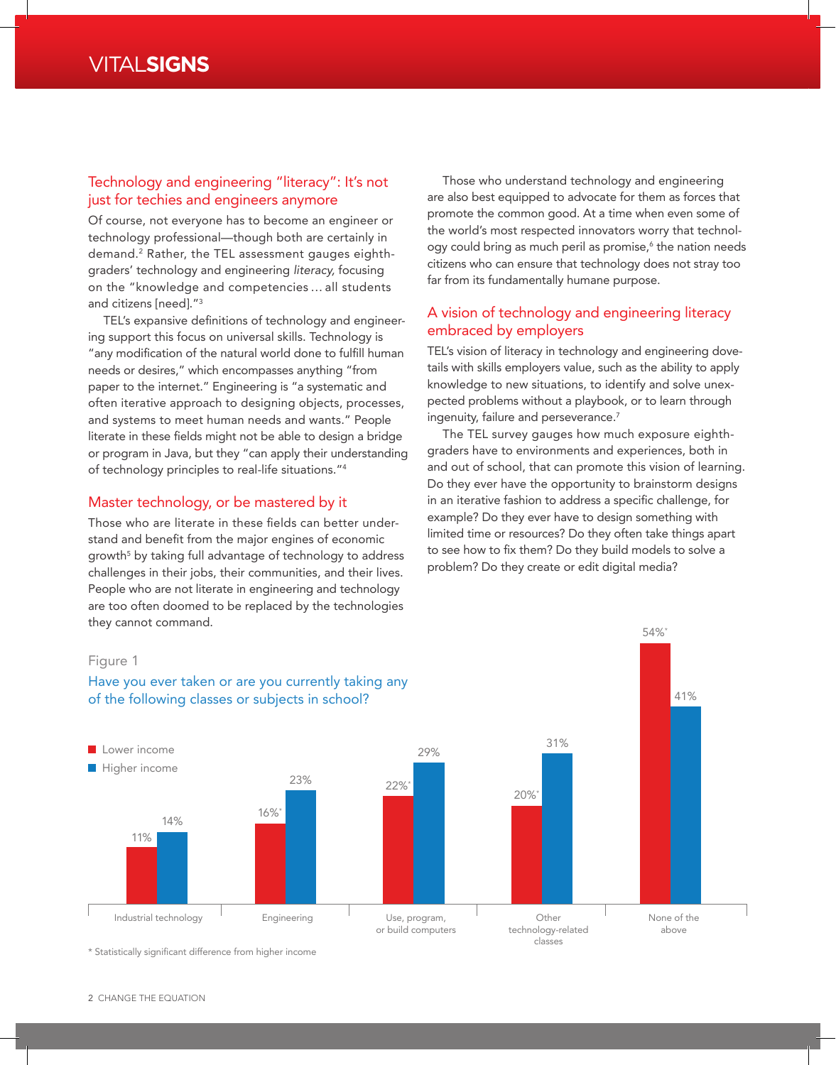## Technology and engineering "literacy": It's not just for techies and engineers anymore

Of course, not everyone has to become an engineer or technology professional—though both are certainly in demand.[2] Rather, the TEL assessment gauges eighth-graders' technology and engineering *literacy,* focusing on the "knowledge and competencies ... all students and citizens [need]."[3]

TEL's expansive definitions of technology and engineering support this focus on universal skills. Technology is "any modification of the natural world done to fulfill human needs or desires," which encompasses anything "from paper to the internet." Engineering is "a systematic and often iterative approach to designing objects, processes, and systems to meet human needs and wants." People literate in these fields might not be able to design a bridge or program in Java, but they "can apply their understanding of technology principles to real-life situations."[4]

## Master technology, or be mastered by it

Those who are literate in these fields can better understand and benefit from the major engines of economic growth[5] by taking full advantage of technology to address challenges in their jobs, their communities, and their lives. People who are not literate in engineering and technology are too often doomed to be replaced by the technologies they cannot command.

Those who understand technology and engineering are also best equipped to advocate for them as forces that promote the common good. At a time when even some of the world's most respected innovators worry that technology could bring as much peril as promise,[6] the nation needs citizens who can ensure that technology does not stray too far from its fundamentally humane purpose.

## A vision of technology and engineering literacy embraced by employers

TEL's vision of literacy in technology and engineering dovetails with skills employers value, such as the ability to apply knowledge to new situations, to identify and solve unexpected problems without a playbook, or to learn through ingenuity, failure and perseverance.[7]

The TEL survey gauges how much exposure eighth-graders have to environments and experiences, both in and out of school, that can promote this vision of learning. Do they ever have the opportunity to brainstorm designs in an iterative fashion to address a specific challenge, for example? Do they ever have to design something with limited time or resources? Do they often take things apart to see how to fix them? Do they build models to solve a problem? Do they create or edit digital media?

Figure 1

Have you ever taken or are you currently taking any of the following classes or subjects in school?

| | Lower income | Higher income |
|---|---|---|
| Industrial technology | 11% | 14% |
| Engineering | 16%* | 23% |
| Use, program, or build computers | 22%* | 29% |
| Other technology-related classes | 20%* | 31% |
| None of the above | 54%* | 41% |

* Statistically significant difference from higher income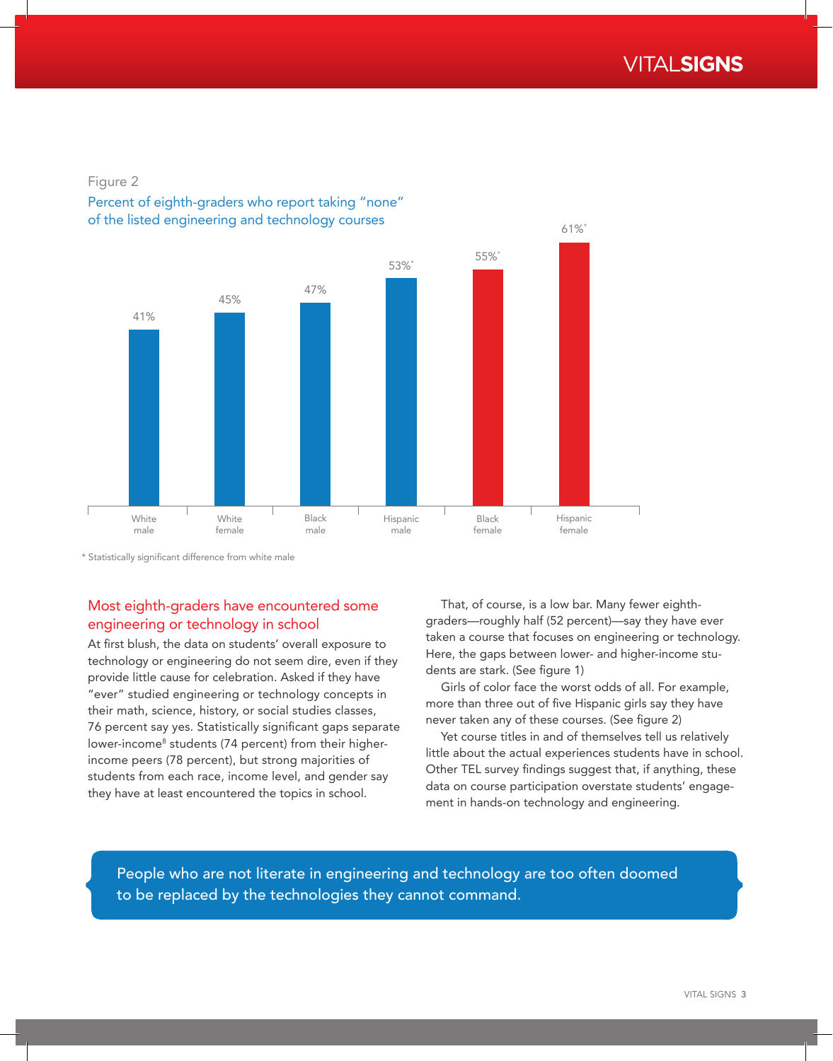Figure 2

Percent of eighth-graders who report taking "none" of the listed engineering and technology courses

| White male | White female | Black male | Hispanic male | Black female | Hispanic female |
|---|---|---|---|---|---|
| 41% | 45% | 47% | 53%* | 55%* | 61%* |

\* Statistically significant difference from white male

## Most eighth-graders have encountered some engineering or technology in school

At first blush, the data on students' overall exposure to technology or engineering do not seem dire, even if they provide little cause for celebration. Asked if they have "ever" studied engineering or technology concepts in their math, science, history, or social studies classes, 76 percent say yes. Statistically significant gaps separate lower-income[8] students (74 percent) from their higher-income peers (78 percent), but strong majorities of students from each race, income level, and gender say they have at least encountered the topics in school.

That, of course, is a low bar. Many fewer eighth-graders—roughly half (52 percent)—say they have ever taken a course that focuses on engineering or technology. Here, the gaps between lower- and higher-income students are stark. (See figure 1)

Girls of color face the worst odds of all. For example, more than three out of five Hispanic girls say they have never taken any of these courses. (See figure 2)

Yet course titles in and of themselves tell us relatively little about the actual experiences students have in school. Other TEL survey findings suggest that, if anything, these data on course participation overstate students' engagement in hands-on technology and engineering.

> People who are not literate in engineering and technology are too often doomed to be replaced by the technologies they cannot command.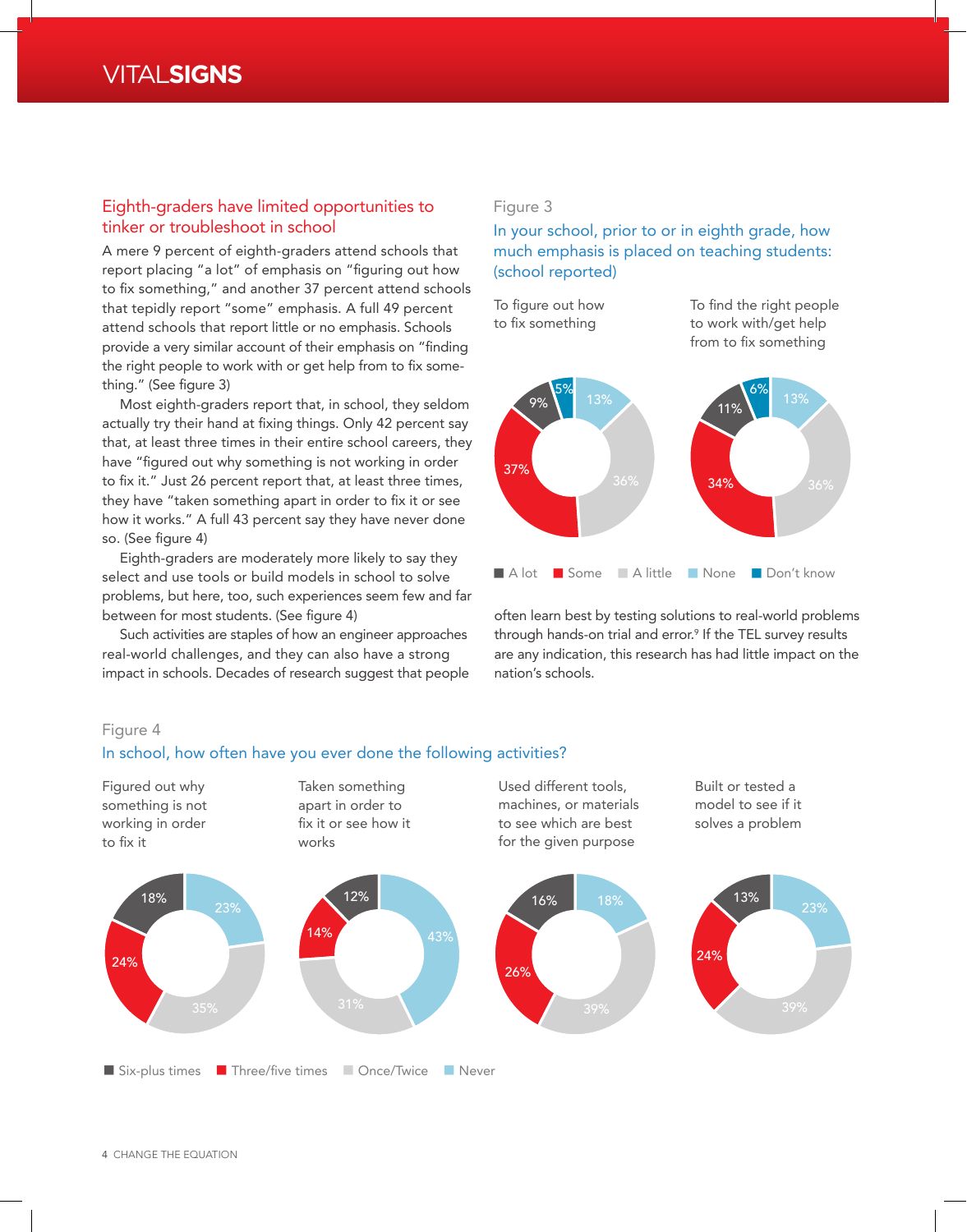## Eighth-graders have limited opportunities to tinker or troubleshoot in school

A mere 9 percent of eighth-graders attend schools that report placing "a lot" of emphasis on "figuring out how to fix something," and another 37 percent attend schools that tepidly report "some" emphasis. A full 49 percent attend schools that report little or no emphasis. Schools provide a very similar account of their emphasis on "finding the right people to work with or get help from to fix something." (See figure 3)

Most eighth-graders report that, in school, they seldom actually try their hand at fixing things. Only 42 percent say that, at least three times in their entire school careers, they have "figured out why something is not working in order to fix it." Just 26 percent report that, at least three times, they have "taken something apart in order to fix it or see how it works." A full 43 percent say they have never done so. (See figure 4)

Eighth-graders are moderately more likely to say they select and use tools or build models in school to solve problems, but here, too, such experiences seem few and far between for most students. (See figure 4)

Such activities are staples of how an engineer approaches real-world challenges, and they can also have a strong impact in schools. Decades of research suggest that people often learn best by testing solutions to real-world problems through hands-on trial and error.[9] If the TEL survey results are any indication, this research has had little impact on the nation's schools.

Figure 3

In your school, prior to or in eighth grade, how much emphasis is placed on teaching students: (school reported)

| | A lot | Some | A little | None | Don't know |
|---|---|---|---|---|---|
| To figure out how to fix something | 9% | 37% | 36% | 13% | 5% |
| To find the right people to work with/get help from to fix something | 11% | 34% | 36% | 13% | 6% |

Figure 4

In school, how often have you ever done the following activities?

| | Six-plus times | Three/five times | Once/Twice | Never |
|---|---|---|---|---|
| Figured out why something is not working in order to fix it | 18% | 24% | 35% | 23% |
| Taken something apart in order to fix it or see how it works | 12% | 14% | 31% | 43% |
| Used different tools, machines, or materials to see which are best for the given purpose | 16% | 26% | 39% | 18% |
| Built or tested a model to see if it solves a problem | 13% | 24% | 39% | 23% |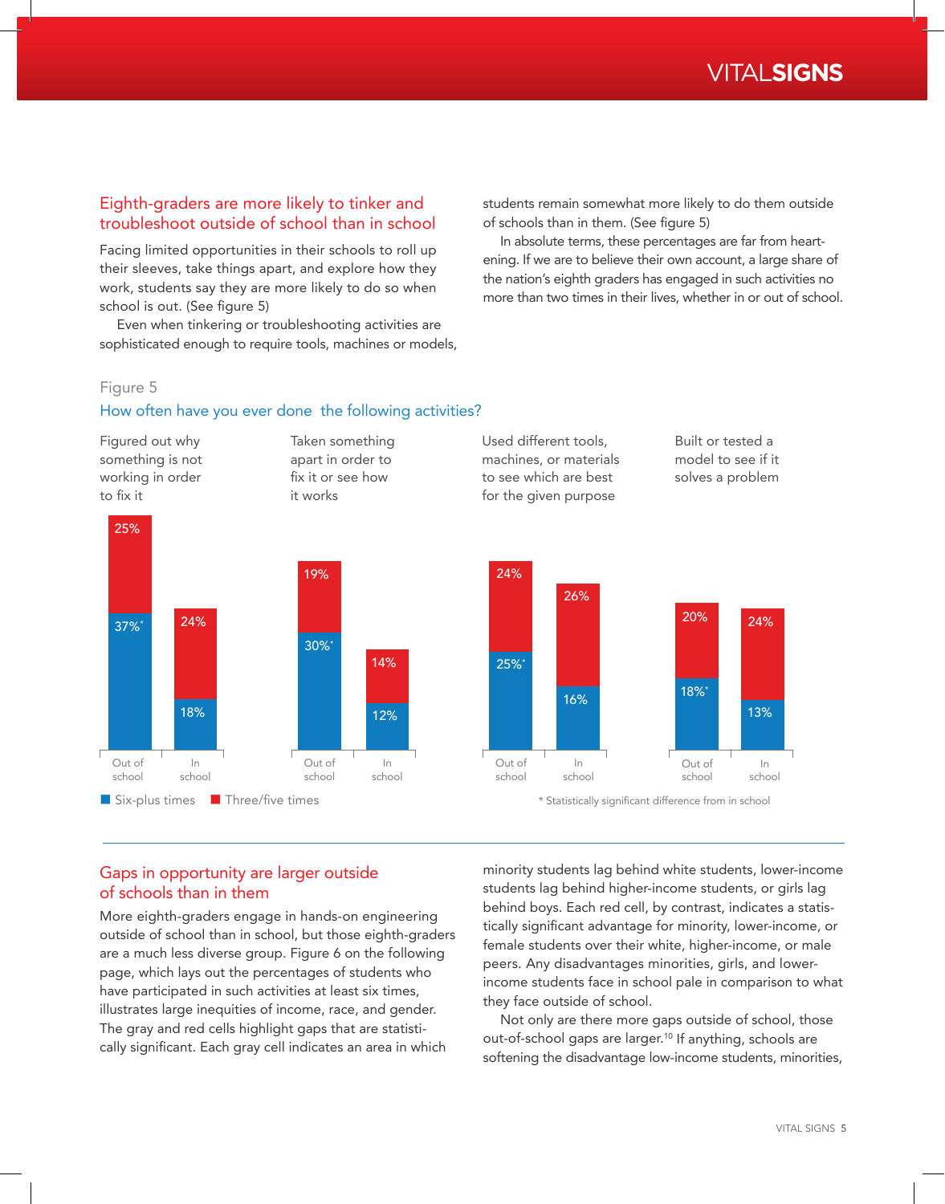## Eighth-graders are more likely to tinker and troubleshoot outside of school than in school

Facing limited opportunities in their schools to roll up their sleeves, take things apart, and explore how they work, students say they are more likely to do so when school is out. (See figure 5)

Even when tinkering or troubleshooting activities are sophisticated enough to require tools, machines or models, students remain somewhat more likely to do them outside of schools than in them. (See figure 5)

In absolute terms, these percentages are far from heartening. If we are to believe their own account, a large share of the nation's eighth graders has engaged in such activities no more than two times in their lives, whether in or out of school.

Figure 5

How often have you ever done the following activities?

| Activity | Setting | Six-plus times | Three/five times |
|---|---|---|---|
| Figured out why something is not working in order to fix it | Out of school | 37%* | 25% |
| | In school | 18% | 24% |
| Taken something apart in order to fix it or see how it works | Out of school | 30%* | 19% |
| | In school | 12% | 14% |
| Used different tools, machines, or materials to see which are best for the given purpose | Out of school | 25%* | 24% |
| | In school | 16% | 26% |
| Built or tested a model to see if it solves a problem | Out of school | 18%* | 20% |
| | In school | 13% | 24% |

\* Statistically significant difference from in school

## Gaps in opportunity are larger outside of schools than in them

More eighth-graders engage in hands-on engineering outside of school than in school, but those eighth-graders are a much less diverse group. Figure 6 on the following page, which lays out the percentages of students who have participated in such activities at least six times, illustrates large inequities of income, race, and gender. The gray and red cells highlight gaps that are statistically significant. Each gray cell indicates an area in which minority students lag behind white students, lower-income students lag behind higher-income students, or girls lag behind boys. Each red cell, by contrast, indicates a statistically significant advantage for minority, lower-income, or female students over their white, higher-income, or male peers. Any disadvantages minorities, girls, and lower-income students face in school pale in comparison to what they face outside of school.

Not only are there more gaps outside of school, those out-of-school gaps are larger.[10] If anything, schools are softening the disadvantage low-income students, minorities,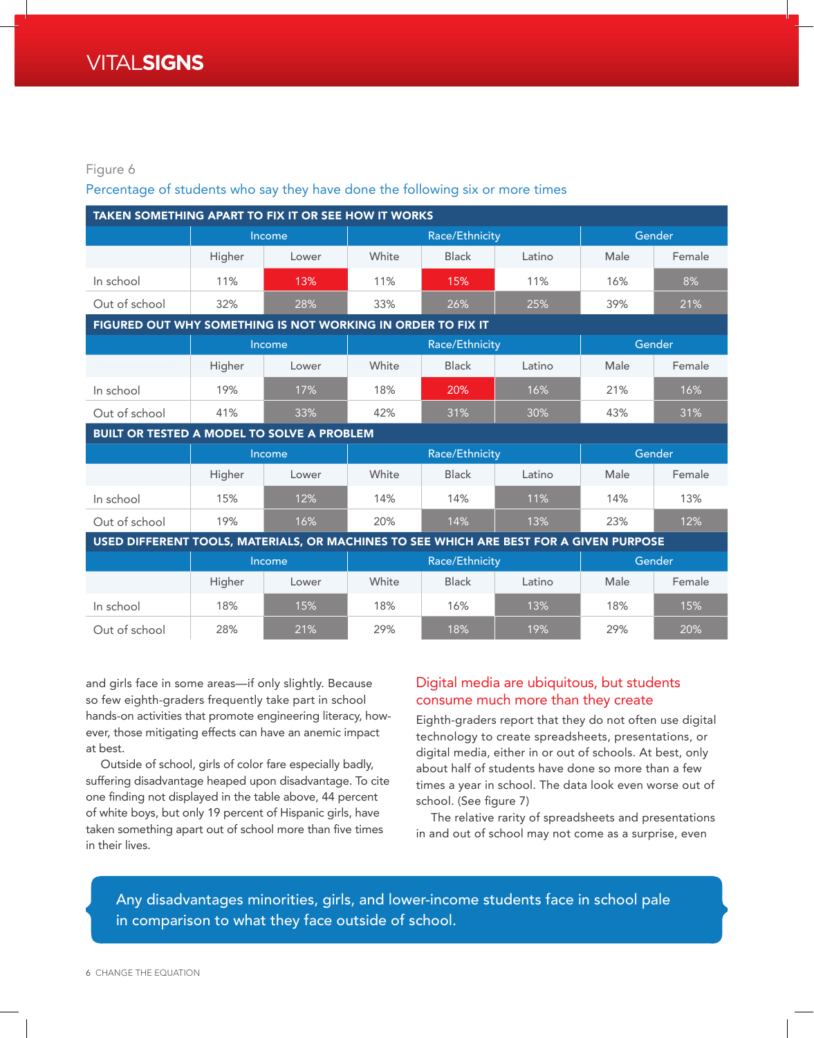Figure 6

Percentage of students who say they have done the following six or more times

| TAKEN SOMETHING APART TO FIX IT OR SEE HOW IT WORKS | Income | | Race/Ethnicity | | | Gender | |
|---|---|---|---|---|---|---|---|
| | Higher | Lower | White | Black | Latino | Male | Female |
| In school | 11% | 13% | 11% | 15% | 11% | 16% | 8% |
| Out of school | 32% | 28% | 33% | 26% | 25% | 39% | 21% |
| **FIGURED OUT WHY SOMETHING IS NOT WORKING IN ORDER TO FIX IT** | Income | | Race/Ethnicity | | | Gender | |
| | Higher | Lower | White | Black | Latino | Male | Female |
| In school | 19% | 17% | 18% | 20% | 16% | 21% | 16% |
| Out of school | 41% | 33% | 42% | 31% | 30% | 43% | 31% |
| **BUILT OR TESTED A MODEL TO SOLVE A PROBLEM** | Income | | Race/Ethnicity | | | Gender | |
| | Higher | Lower | White | Black | Latino | Male | Female |
| In school | 15% | 12% | 14% | 14% | 11% | 14% | 13% |
| Out of school | 19% | 16% | 20% | 14% | 13% | 23% | 12% |
| **USED DIFFERENT TOOLS, MATERIALS, OR MACHINES TO SEE WHICH ARE BEST FOR A GIVEN PURPOSE** | Income | | Race/Ethnicity | | | Gender | |
| | Higher | Lower | White | Black | Latino | Male | Female |
| In school | 18% | 15% | 18% | 16% | 13% | 18% | 15% |
| Out of school | 28% | 21% | 29% | 18% | 19% | 29% | 20% |

and girls face in some areas—if only slightly. Because so few eighth-graders frequently take part in school hands-on activities that promote engineering literacy, however, those mitigating effects can have an anemic impact at best.

Outside of school, girls of color fare especially badly, suffering disadvantage heaped upon disadvantage. To cite one finding not displayed in the table above, 44 percent of white boys, but only 19 percent of Hispanic girls, have taken something apart out of school more than five times in their lives.

## Digital media are ubiquitous, but students consume much more than they create

Eighth-graders report that they do not often use digital technology to create spreadsheets, presentations, or digital media, either in or out of schools. At best, only about half of students have done so more than a few times a year in school. The data look even worse out of school. (See figure 7)

The relative rarity of spreadsheets and presentations in and out of school may not come as a surprise, even

> Any disadvantages minorities, girls, and lower-income students face in school pale in comparison to what they face outside of school.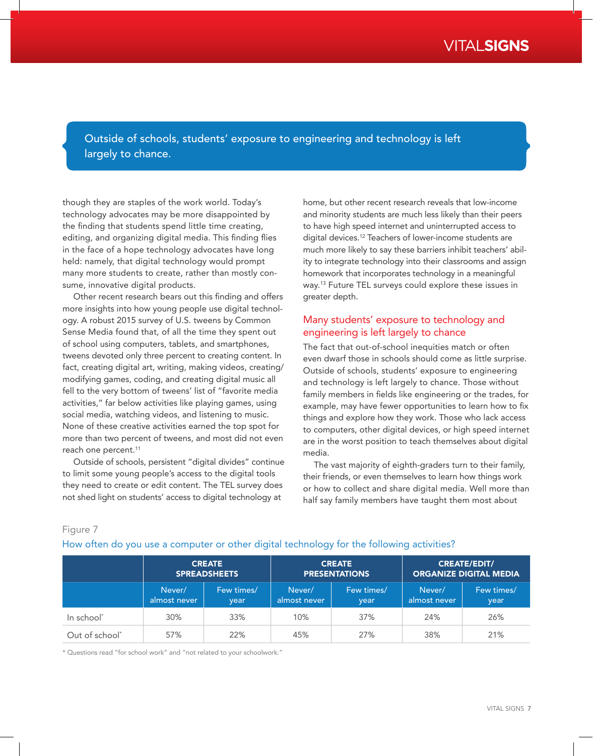> Outside of schools, students' exposure to engineering and technology is left largely to chance.

though they are staples of the work world. Today's technology advocates may be more disappointed by the finding that students spend little time creating, editing, and organizing digital media. This finding flies in the face of a hope technology advocates have long held: namely, that digital technology would prompt many more students to create, rather than mostly consume, innovative digital products.

Other recent research bears out this finding and offers more insights into how young people use digital technology. A robust 2015 survey of U.S. tweens by Common Sense Media found that, of all the time they spent out of school using computers, tablets, and smartphones, tweens devoted only three percent to creating content. In fact, creating digital art, writing, making videos, creating/modifying games, coding, and creating digital music all fell to the very bottom of tweens' list of "favorite media activities," far below activities like playing games, using social media, watching videos, and listening to music. None of these creative activities earned the top spot for more than two percent of tweens, and most did not even reach one percent.[11]

Outside of schools, persistent "digital divides" continue to limit some young people's access to the digital tools they need to create or edit content. The TEL survey does not shed light on students' access to digital technology at home, but other recent research reveals that low-income and minority students are much less likely than their peers to have high speed internet and uninterrupted access to digital devices.[12] Teachers of lower-income students are much more likely to say these barriers inhibit teachers' ability to integrate technology into their classrooms and assign homework that incorporates technology in a meaningful way.[13] Future TEL surveys could explore these issues in greater depth.

## Many students' exposure to technology and engineering is left largely to chance

The fact that out-of-school inequities match or often even dwarf those in schools should come as little surprise. Outside of schools, students' exposure to engineering and technology is left largely to chance. Those without family members in fields like engineering or the trades, for example, may have fewer opportunities to learn how to fix things and explore how they work. Those who lack access to computers, other digital devices, or high speed internet are in the worst position to teach themselves about digital media.

The vast majority of eighth-graders turn to their family, their friends, or even themselves to learn how things work or how to collect and share digital media. Well more than half say family members have taught them most about

Figure 7

How often do you use a computer or other digital technology for the following activities?

| | CREATE SPREADSHEETS | | CREATE PRESENTATIONS | | CREATE/EDIT/ ORGANIZE DIGITAL MEDIA | |
|---|---|---|---|---|---|---|
| | Never/ almost never | Few times/ year | Never/ almost never | Few times/ year | Never/ almost never | Few times/ year |
| In school* | 30% | 33% | 10% | 37% | 24% | 26% |
| Out of school* | 57% | 22% | 45% | 27% | 38% | 21% |

* Questions read "for school work" and "not related to your schoolwork."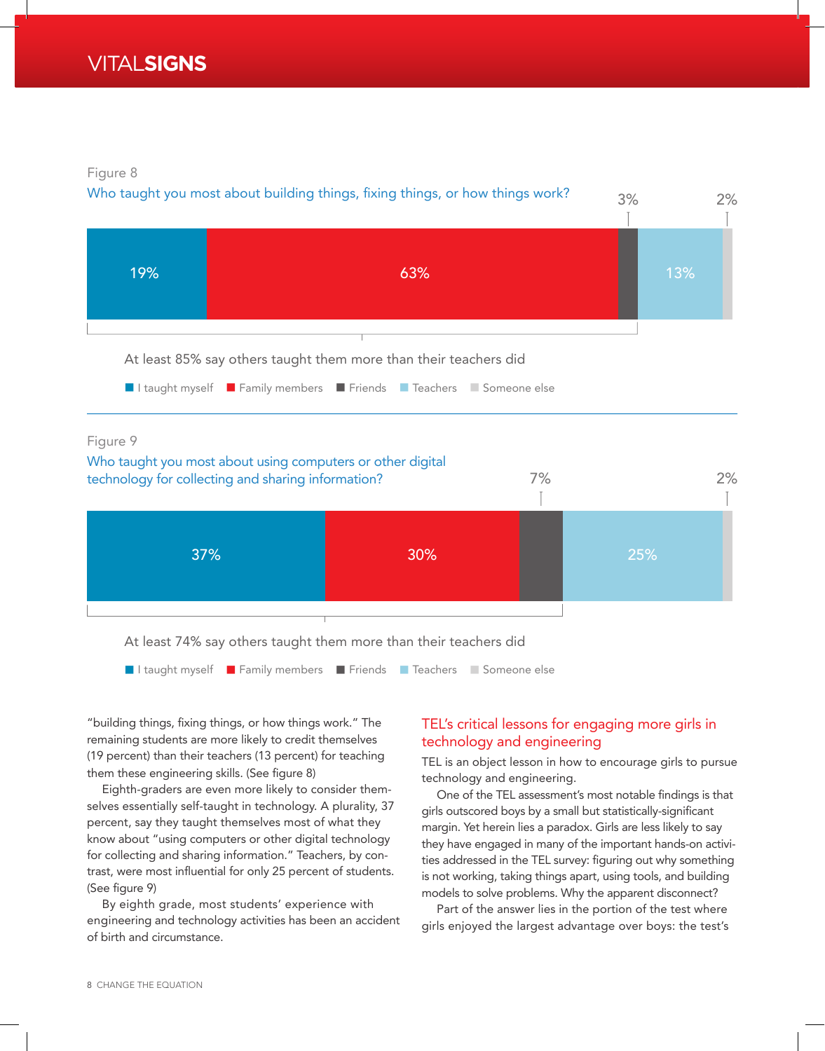Figure 8

Who taught you most about building things, fixing things, or how things work?

| I taught myself | Family members | Friends | Teachers | Someone else |
|---|---|---|---|---|
| 19% | 63% | 3% | 13% | 2% |

At least 85% say others taught them more than their teachers did

Figure 9

Who taught you most about using computers or other digital technology for collecting and sharing information?

| I taught myself | Family members | Friends | Teachers | Someone else |
|---|---|---|---|---|
| 37% | 30% | 7% | 25% | 2% |

At least 74% say others taught them more than their teachers did

"building things, fixing things, or how things work." The remaining students are more likely to credit themselves (19 percent) than their teachers (13 percent) for teaching them these engineering skills. (See figure 8)

Eighth-graders are even more likely to consider themselves essentially self-taught in technology. A plurality, 37 percent, say they taught themselves most of what they know about "using computers or other digital technology for collecting and sharing information." Teachers, by contrast, were most influential for only 25 percent of students. (See figure 9)

By eighth grade, most students' experience with engineering and technology activities has been an accident of birth and circumstance.

## TEL's critical lessons for engaging more girls in technology and engineering

TEL is an object lesson in how to encourage girls to pursue technology and engineering.

One of the TEL assessment's most notable findings is that girls outscored boys by a small but statistically-significant margin. Yet herein lies a paradox. Girls are less likely to say they have engaged in many of the important hands-on activities addressed in the TEL survey: figuring out why something is not working, taking things apart, using tools, and building models to solve problems. Why the apparent disconnect?

Part of the answer lies in the portion of the test where girls enjoyed the largest advantage over boys: the test's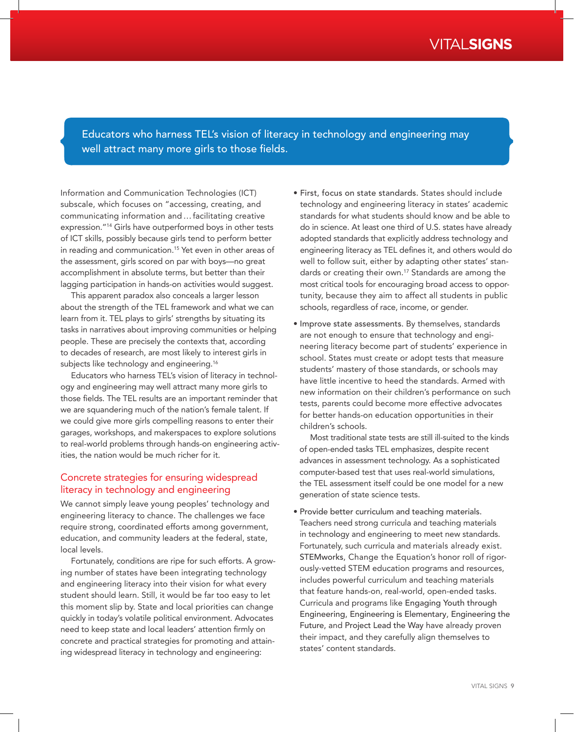> Educators who harness TEL's vision of literacy in technology and engineering may well attract many more girls to those fields.

Information and Communication Technologies (ICT) subscale, which focuses on "accessing, creating, and communicating information and … facilitating creative expression."[14] Girls have outperformed boys in other tests of ICT skills, possibly because girls tend to perform better in reading and communication.[15] Yet even in other areas of the assessment, girls scored on par with boys—no great accomplishment in absolute terms, but better than their lagging participation in hands-on activities would suggest.

This apparent paradox also conceals a larger lesson about the strength of the TEL framework and what we can learn from it. TEL plays to girls' strengths by situating its tasks in narratives about improving communities or helping people. These are precisely the contexts that, according to decades of research, are most likely to interest girls in subjects like technology and engineering.[16]

Educators who harness TEL's vision of literacy in technology and engineering may well attract many more girls to those fields. The TEL results are an important reminder that we are squandering much of the nation's female talent. If we could give more girls compelling reasons to enter their garages, workshops, and makerspaces to explore solutions to real-world problems through hands-on engineering activities, the nation would be much richer for it.

## Concrete strategies for ensuring widespread literacy in technology and engineering

We cannot simply leave young peoples' technology and engineering literacy to chance. The challenges we face require strong, coordinated efforts among government, education, and community leaders at the federal, state, local levels.

Fortunately, conditions are ripe for such efforts. A growing number of states have been integrating technology and engineering literacy into their vision for what every student should learn. Still, it would be far too easy to let this moment slip by. State and local priorities can change quickly in today's volatile political environment. Advocates need to keep state and local leaders' attention firmly on concrete and practical strategies for promoting and attaining widespread literacy in technology and engineering:

- First, focus on state standards. States should include technology and engineering literacy in states' academic standards for what students should know and be able to do in science. At least one third of U.S. states have already adopted standards that explicitly address technology and engineering literacy as TEL defines it, and others would do well to follow suit, either by adapting other states' standards or creating their own.[17] Standards are among the most critical tools for encouraging broad access to opportunity, because they aim to affect all students in public schools, regardless of race, income, or gender.

- Improve state assessments. By themselves, standards are not enough to ensure that technology and engineering literacy become part of students' experience in school. States must create or adopt tests that measure students' mastery of those standards, or schools may have little incentive to heed the standards. Armed with new information on their children's performance on such tests, parents could become more effective advocates for better hands-on education opportunities in their children's schools.

  Most traditional state tests are still ill-suited to the kinds of open-ended tasks TEL emphasizes, despite recent advances in assessment technology. As a sophisticated computer-based test that uses real-world simulations, the TEL assessment itself could be one model for a new generation of state science tests.

- Provide better curriculum and teaching materials. Teachers need strong curricula and teaching materials in technology and engineering to meet new standards. Fortunately, such curricula and materials already exist. STEMworks, Change the Equation's honor roll of rigorously-vetted STEM education programs and resources, includes powerful curriculum and teaching materials that feature hands-on, real-world, open-ended tasks. Curricula and programs like Engaging Youth through Engineering, Engineering is Elementary, Engineering the Future, and Project Lead the Way have already proven their impact, and they carefully align themselves to states' content standards.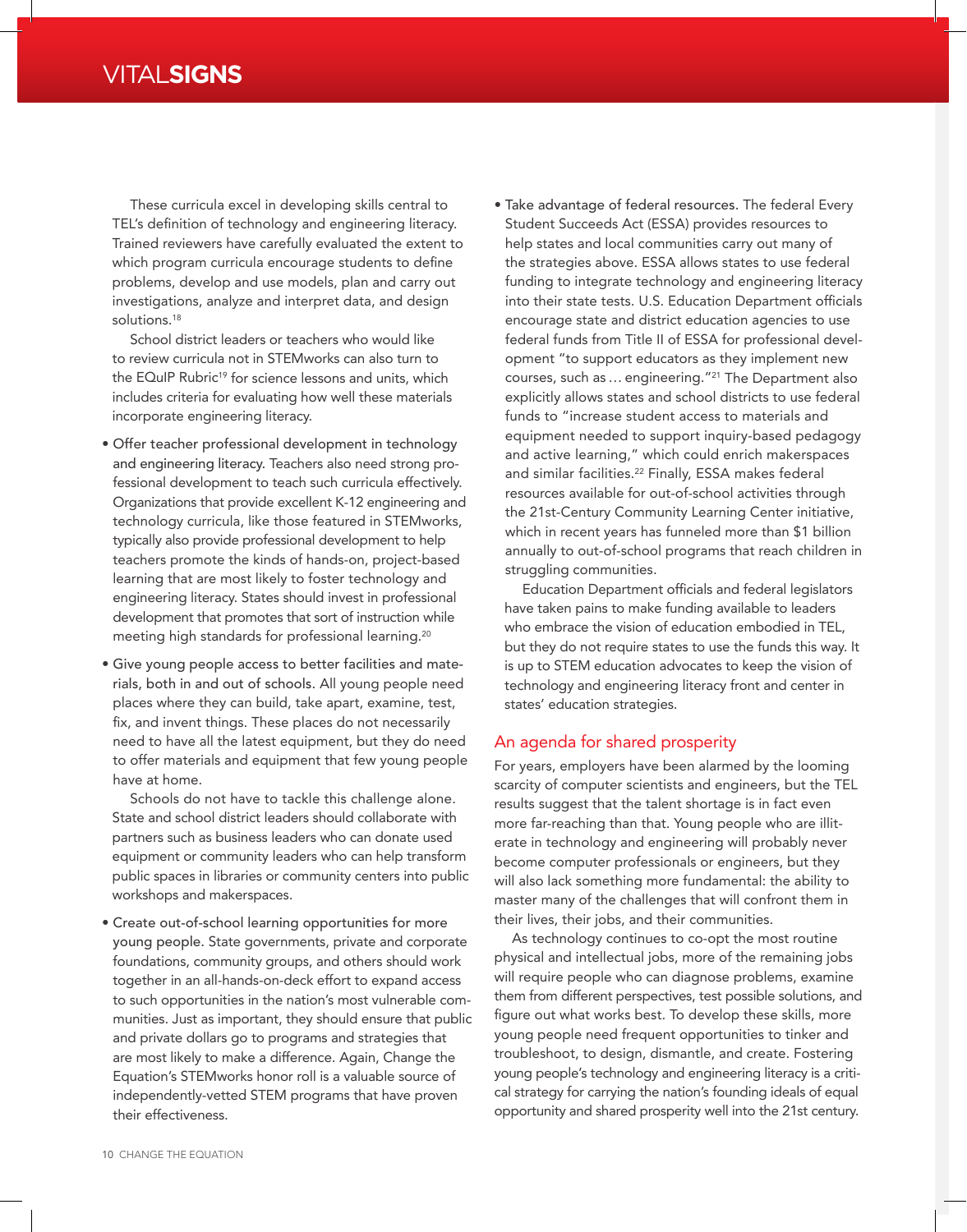These curricula excel in developing skills central to TEL's definition of technology and engineering literacy. Trained reviewers have carefully evaluated the extent to which program curricula encourage students to define problems, develop and use models, plan and carry out investigations, analyze and interpret data, and design solutions.[18]

School district leaders or teachers who would like to review curricula not in STEMworks can also turn to the EQuIP Rubric[19] for science lessons and units, which includes criteria for evaluating how well these materials incorporate engineering literacy.

- Offer teacher professional development in technology and engineering literacy. Teachers also need strong professional development to teach such curricula effectively. Organizations that provide excellent K-12 engineering and technology curricula, like those featured in STEMworks, typically also provide professional development to help teachers promote the kinds of hands-on, project-based learning that are most likely to foster technology and engineering literacy. States should invest in professional development that promotes that sort of instruction while meeting high standards for professional learning.[20]

- Give young people access to better facilities and materials, both in and out of schools. All young people need places where they can build, take apart, examine, test, fix, and invent things. These places do not necessarily need to have all the latest equipment, but they do need to offer materials and equipment that few young people have at home.

  Schools do not have to tackle this challenge alone. State and school district leaders should collaborate with partners such as business leaders who can donate used equipment or community leaders who can help transform public spaces in libraries or community centers into public workshops and makerspaces.

- Create out-of-school learning opportunities for more young people. State governments, private and corporate foundations, community groups, and others should work together in an all-hands-on-deck effort to expand access to such opportunities in the nation's most vulnerable communities. Just as important, they should ensure that public and private dollars go to programs and strategies that are most likely to make a difference. Again, Change the Equation's STEMworks honor roll is a valuable source of independently-vetted STEM programs that have proven their effectiveness.

- Take advantage of federal resources. The federal Every Student Succeeds Act (ESSA) provides resources to help states and local communities carry out many of the strategies above. ESSA allows states to use federal funding to integrate technology and engineering literacy into their state tests. U.S. Education Department officials encourage state and district education agencies to use federal funds from Title II of ESSA for professional development "to support educators as they implement new courses, such as … engineering."[21] The Department also explicitly allows states and school districts to use federal funds to "increase student access to materials and equipment needed to support inquiry-based pedagogy and active learning," which could enrich makerspaces and similar facilities.[22] Finally, ESSA makes federal resources available for out-of-school activities through the 21st-Century Community Learning Center initiative, which in recent years has funneled more than $1 billion annually to out-of-school programs that reach children in struggling communities.

  Education Department officials and federal legislators have taken pains to make funding available to leaders who embrace the vision of education embodied in TEL, but they do not require states to use the funds this way. It is up to STEM education advocates to keep the vision of technology and engineering literacy front and center in states' education strategies.

## An agenda for shared prosperity

For years, employers have been alarmed by the looming scarcity of computer scientists and engineers, but the TEL results suggest that the talent shortage is in fact even more far-reaching than that. Young people who are illiterate in technology and engineering will probably never become computer professionals or engineers, but they will also lack something more fundamental: the ability to master many of the challenges that will confront them in their lives, their jobs, and their communities.

As technology continues to co-opt the most routine physical and intellectual jobs, more of the remaining jobs will require people who can diagnose problems, examine them from different perspectives, test possible solutions, and figure out what works best. To develop these skills, more young people need frequent opportunities to tinker and troubleshoot, to design, dismantle, and create. Fostering young people's technology and engineering literacy is a critical strategy for carrying the nation's founding ideals of equal opportunity and shared prosperity well into the 21st century.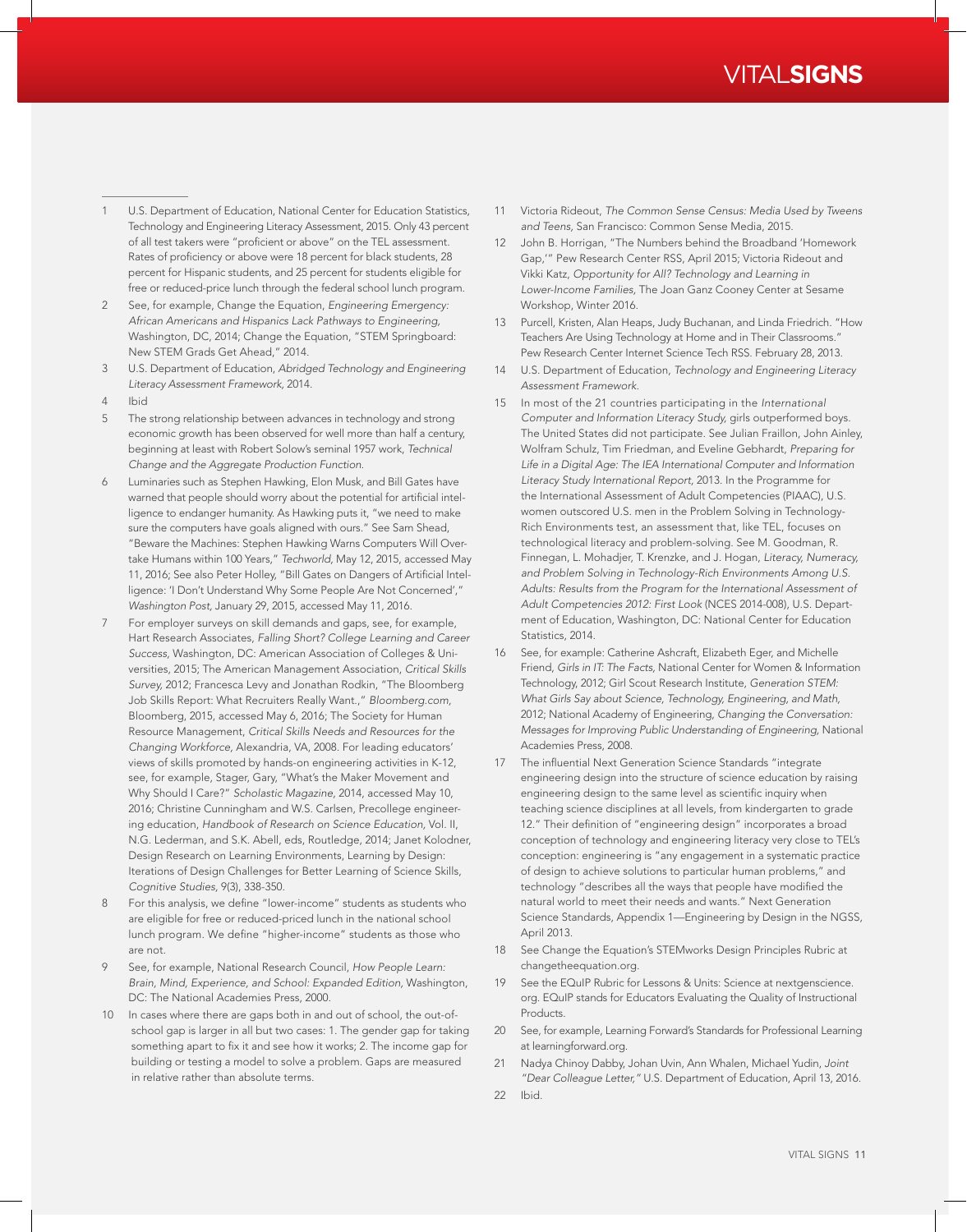1. U.S. Department of Education, National Center for Education Statistics, Technology and Engineering Literacy Assessment, 2015. Only 43 percent of all test takers were "proficient or above" on the TEL assessment. Rates of proficiency or above were 18 percent for black students, 28 percent for Hispanic students, and 25 percent for students eligible for free or reduced-price lunch through the federal school lunch program.
2. See, for example, Change the Equation, *Engineering Emergency: African Americans and Hispanics Lack Pathways to Engineering*, Washington, DC, 2014; Change the Equation, "STEM Springboard: New STEM Grads Get Ahead," 2014.
3. U.S. Department of Education, *Abridged Technology and Engineering Literacy Assessment Framework*, 2014.
4. Ibid
5. The strong relationship between advances in technology and strong economic growth has been observed for well more than half a century, beginning at least with Robert Solow's seminal 1957 work, *Technical Change and the Aggregate Production Function*.
6. Luminaries such as Stephen Hawking, Elon Musk, and Bill Gates have warned that people should worry about the potential for artificial intelligence to endanger humanity. As Hawking puts it, "we need to make sure the computers have goals aligned with ours." See Sam Shead, "Beware the Machines: Stephen Hawking Warns Computers Will Overtake Humans within 100 Years," *Techworld*, May 12, 2015, accessed May 11, 2016; See also Peter Holley, "Bill Gates on Dangers of Artificial Intelligence: 'I Don't Understand Why Some People Are Not Concerned'," *Washington Post*, January 29, 2015, accessed May 11, 2016.
7. For employer surveys on skill demands and gaps, see, for example, Hart Research Associates, *Falling Short? College Learning and Career Success*, Washington, DC: American Association of Colleges & Universities, 2015; The American Management Association, *Critical Skills Survey*, 2012; Francesca Levy and Jonathan Rodkin, "The Bloomberg Job Skills Report: What Recruiters Really Want.," *Bloomberg.com*, Bloomberg, 2015, accessed May 6, 2016; The Society for Human Resource Management, *Critical Skills Needs and Resources for the Changing Workforce*, Alexandria, VA, 2008. For leading educators' views of skills promoted by hands-on engineering activities in K-12, see, for example, Stager, Gary, "What's the Maker Movement and Why Should I Care?" *Scholastic Magazine*, 2014, accessed May 10, 2016; Christine Cunningham and W.S. Carlsen, Precollege engineering education, *Handbook of Research on Science Education*, Vol. II, N.G. Lederman, and S.K. Abell, eds, Routledge, 2014; Janet Kolodner, Design Research on Learning Environments, Learning by Design: Iterations of Design Challenges for Better Learning of Science Skills, *Cognitive Studies*, *9*(3), 338-350.
8. For this analysis, we define "lower-income" students as students who are eligible for free or reduced-priced lunch in the national school lunch program. We define "higher-income" students as those who are not.
9. See, for example, National Research Council, *How People Learn: Brain, Mind, Experience, and School: Expanded Edition*, Washington, DC: The National Academies Press, 2000.
10. In cases where there are gaps both in and out of school, the out-of-school gap is larger in all but two cases: 1. The gender gap for taking something apart to fix it and see how it works; 2. The income gap for building or testing a model to solve a problem. Gaps are measured in relative rather than absolute terms.
11. Victoria Rideout, *The Common Sense Census: Media Used by Tweens and Teens*, San Francisco: Common Sense Media, 2015.
12. John B. Horrigan, "The Numbers behind the Broadband 'Homework Gap,'" Pew Research Center RSS, April 2015; Victoria Rideout and Vikki Katz, *Opportunity for All? Technology and Learning in Lower-Income Families*, The Joan Ganz Cooney Center at Sesame Workshop, Winter 2016.
13. Purcell, Kristen, Alan Heaps, Judy Buchanan, and Linda Friedrich. "How Teachers Are Using Technology at Home and in Their Classrooms." Pew Research Center Internet Science Tech RSS. February 28, 2013.
14. U.S. Department of Education, *Technology and Engineering Literacy Assessment Framework*.
15. In most of the 21 countries participating in the *International Computer and Information Literacy Study*, girls outperformed boys. The United States did not participate. See Julian Fraillon, John Ainley, Wolfram Schulz, Tim Friedman, and Eveline Gebhardt, *Preparing for Life in a Digital Age: The IEA International Computer and Information Literacy Study International Report*, 2013. In the Programme for the International Assessment of Adult Competencies (PIAAC), U.S. women outscored U.S. men in the Problem Solving in Technology-Rich Environments test, an assessment that, like TEL, focuses on technological literacy and problem-solving. See M. Goodman, R. Finnegan, L. Mohadjer, T. Krenzke, and J. Hogan, *Literacy, Numeracy, and Problem Solving in Technology-Rich Environments Among U.S. Adults: Results from the Program for the International Assessment of Adult Competencies 2012: First Look* (NCES 2014-008), U.S. Department of Education, Washington, DC: National Center for Education Statistics, 2014.
16. See, for example: Catherine Ashcraft, Elizabeth Eger, and Michelle Friend, *Girls in IT: The Facts*, National Center for Women & Information Technology, 2012; Girl Scout Research Institute, *Generation STEM: What Girls Say about Science, Technology, Engineering, and Math*, 2012; National Academy of Engineering, *Changing the Conversation: Messages for Improving Public Understanding of Engineering*, National Academies Press, 2008.
17. The influential Next Generation Science Standards "integrate engineering design into the structure of science education by raising engineering design to the same level as scientific inquiry when teaching science disciplines at all levels, from kindergarten to grade 12." Their definition of "engineering design" incorporates a broad conception of technology and engineering literacy very close to TEL's conception: engineering is "any engagement in a systematic practice of design to achieve solutions to particular human problems," and technology "describes all the ways that people have modified the natural world to meet their needs and wants." Next Generation Science Standards, Appendix 1—Engineering by Design in the NGSS, April 2013.
18. See Change the Equation's STEMworks Design Principles Rubric at changetheequation.org.
19. See the EQuIP Rubric for Lessons & Units: Science at nextgenscience.org. EQuIP stands for Educators Evaluating the Quality of Instructional Products.
20. See, for example, Learning Forward's Standards for Professional Learning at learningforward.org.
21. Nadya Chinoy Dabby, Johan Uvin, Ann Whalen, Michael Yudin, *Joint "Dear Colleague Letter,"* U.S. Department of Education, April 13, 2016.
22. Ibid.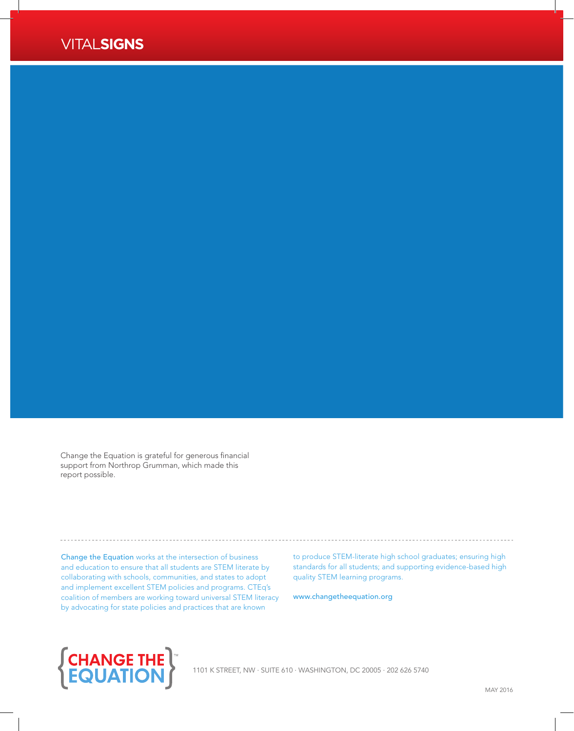VITAL**SIGNS**

Change the Equation is grateful for generous financial support from Northrop Grumman, which made this report possible.

Change the Equation works at the intersection of business and education to ensure that all students are STEM literate by collaborating with schools, communities, and states to adopt and implement excellent STEM policies and programs. CTEq's coalition of members are working toward universal STEM literacy by advocating for state policies and practices that are known to produce STEM-literate high school graduates; ensuring high standards for all students; and supporting evidence-based high quality STEM learning programs.

www.changetheequation.org

CHANGE THE EQUATION™

1101 K STREET, NW · SUITE 610 · WASHINGTON, DC 20005 · 202 626 5740

MAY 2016